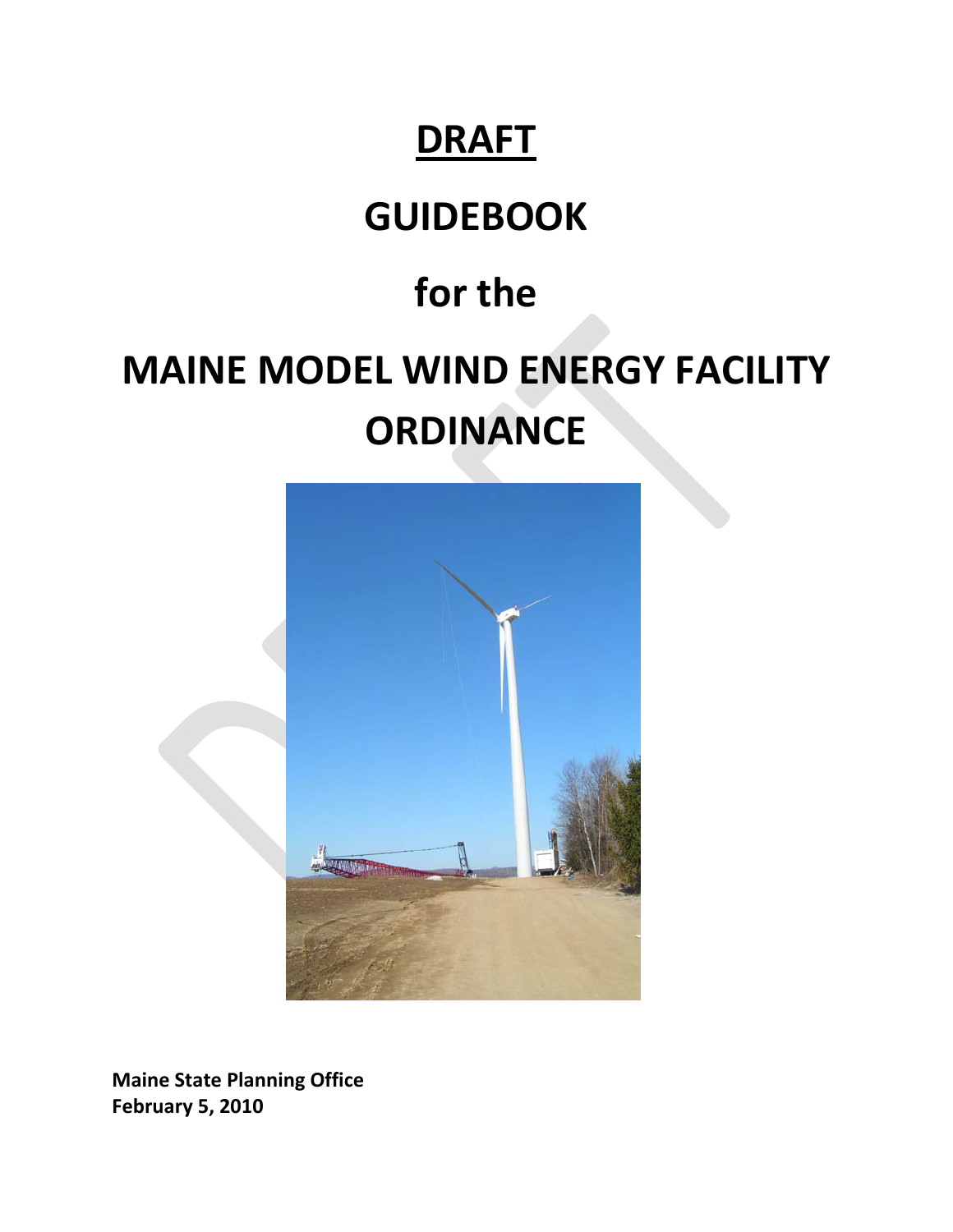# DRAFT

# GUIDEBOOK

# for the

# MAINE MODEL WIND ENERGY FACILITY ORDINANCE

**Maine State Planning Office**
**February 5, 2010**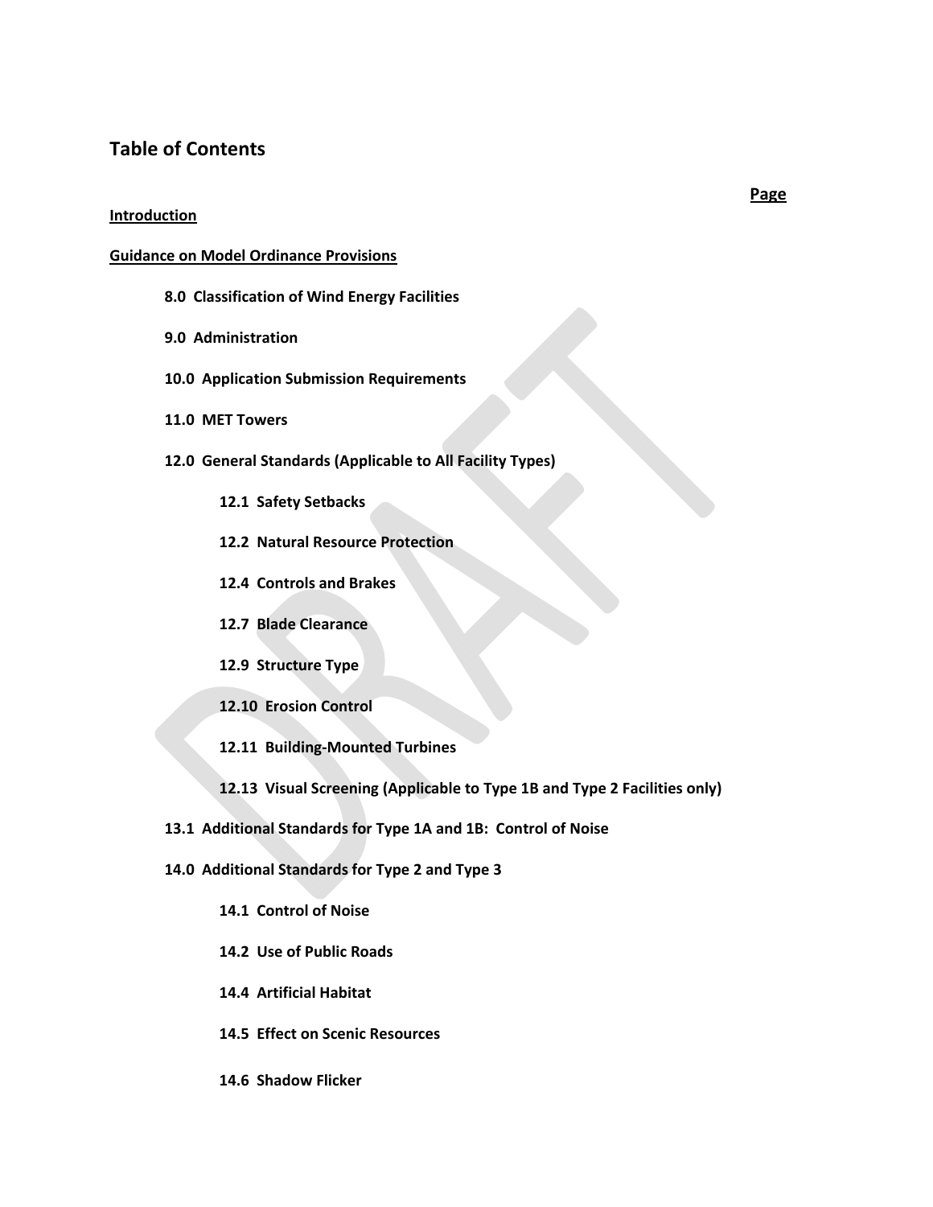## Table of Contents

**Page**

**Introduction**

**Guidance on Model Ordinance Provisions**

- **8.0 Classification of Wind Energy Facilities**
- **9.0 Administration**
- **10.0 Application Submission Requirements**
- **11.0 MET Towers**
- **12.0 General Standards (Applicable to All Facility Types)**
  - **12.1 Safety Setbacks**
  - **12.2 Natural Resource Protection**
  - **12.4 Controls and Brakes**
  - **12.7 Blade Clearance**
  - **12.9 Structure Type**
  - **12.10 Erosion Control**
  - **12.11 Building-Mounted Turbines**
  - **12.13 Visual Screening (Applicable to Type 1B and Type 2 Facilities only)**
- **13.1 Additional Standards for Type 1A and 1B: Control of Noise**
- **14.0 Additional Standards for Type 2 and Type 3**
  - **14.1 Control of Noise**
  - **14.2 Use of Public Roads**
  - **14.4 Artificial Habitat**
  - **14.5 Effect on Scenic Resources**
  - **14.6 Shadow Flicker**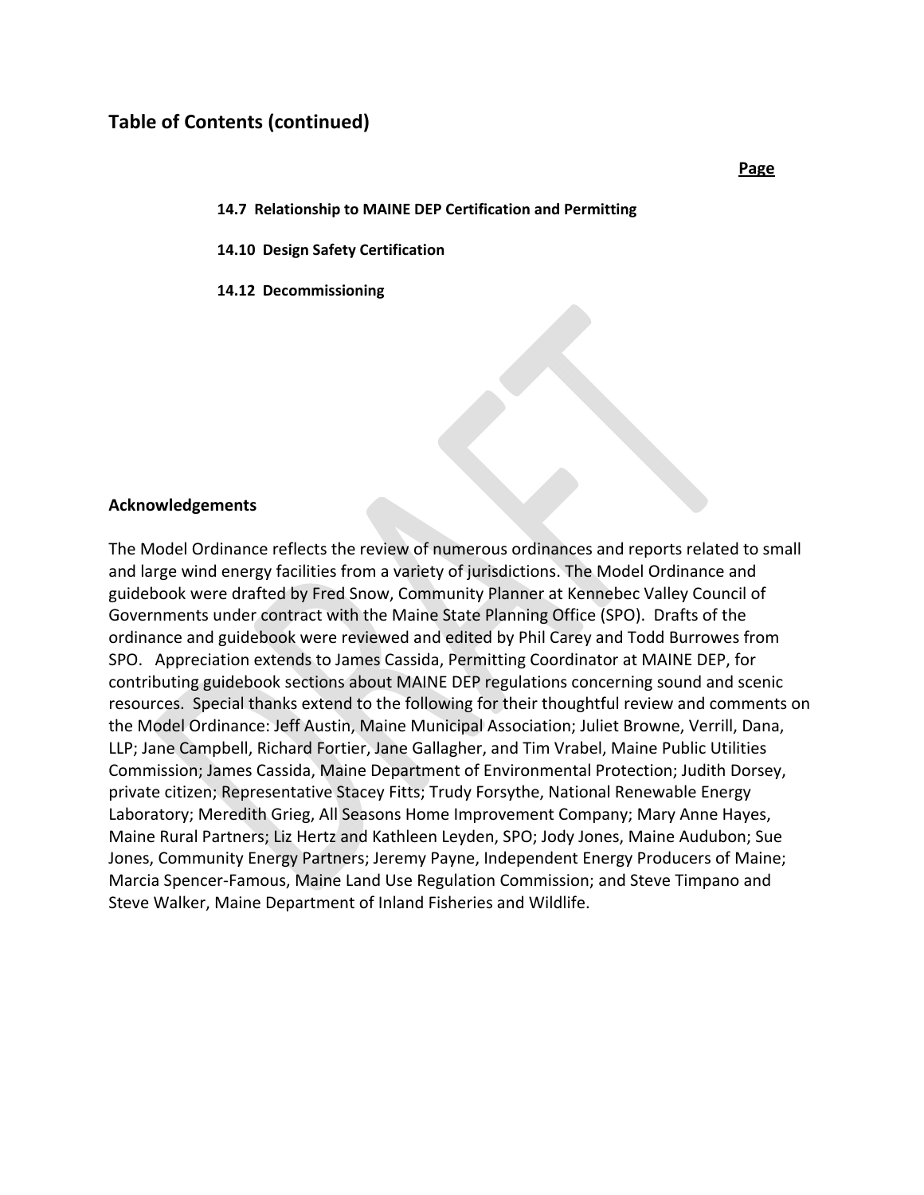## Table of Contents (continued)

**Page**

**14.7 Relationship to MAINE DEP Certification and Permitting**

**14.10 Design Safety Certification**

**14.12 Decommissioning**

### Acknowledgements

The Model Ordinance reflects the review of numerous ordinances and reports related to small and large wind energy facilities from a variety of jurisdictions. The Model Ordinance and guidebook were drafted by Fred Snow, Community Planner at Kennebec Valley Council of Governments under contract with the Maine State Planning Office (SPO). Drafts of the ordinance and guidebook were reviewed and edited by Phil Carey and Todd Burrowes from SPO. Appreciation extends to James Cassida, Permitting Coordinator at MAINE DEP, for contributing guidebook sections about MAINE DEP regulations concerning sound and scenic resources. Special thanks extend to the following for their thoughtful review and comments on the Model Ordinance: Jeff Austin, Maine Municipal Association; Juliet Browne, Verrill, Dana, LLP; Jane Campbell, Richard Fortier, Jane Gallagher, and Tim Vrabel, Maine Public Utilities Commission; James Cassida, Maine Department of Environmental Protection; Judith Dorsey, private citizen; Representative Stacey Fitts; Trudy Forsythe, National Renewable Energy Laboratory; Meredith Grieg, All Seasons Home Improvement Company; Mary Anne Hayes, Maine Rural Partners; Liz Hertz and Kathleen Leyden, SPO; Jody Jones, Maine Audubon; Sue Jones, Community Energy Partners; Jeremy Payne, Independent Energy Producers of Maine; Marcia Spencer-Famous, Maine Land Use Regulation Commission; and Steve Timpano and Steve Walker, Maine Department of Inland Fisheries and Wildlife.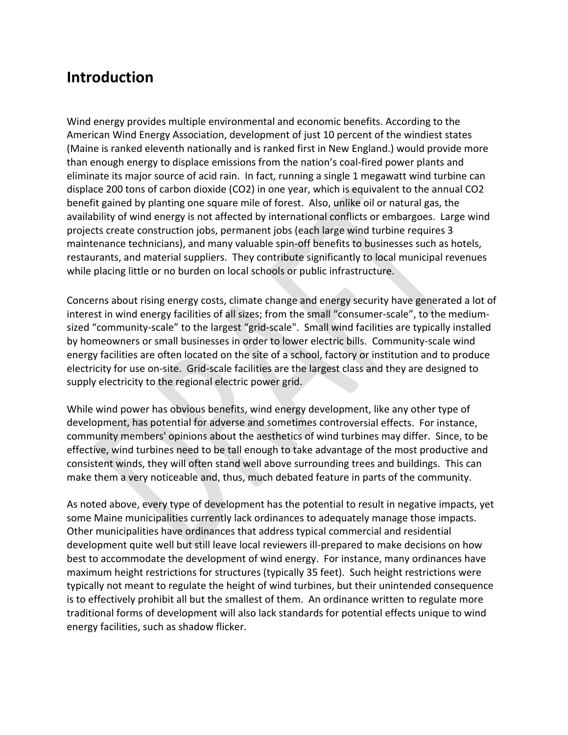# Introduction

Wind energy provides multiple environmental and economic benefits. According to the American Wind Energy Association, development of just 10 percent of the windiest states (Maine is ranked eleventh nationally and is ranked first in New England.) would provide more than enough energy to displace emissions from the nation's coal-fired power plants and eliminate its major source of acid rain. In fact, running a single 1 megawatt wind turbine can displace 200 tons of carbon dioxide ($CO_2$) in one year, which is equivalent to the annual $CO_2$ benefit gained by planting one square mile of forest. Also, unlike oil or natural gas, the availability of wind energy is not affected by international conflicts or embargoes. Large wind projects create construction jobs, permanent jobs (each large wind turbine requires 3 maintenance technicians), and many valuable spin-off benefits to businesses such as hotels, restaurants, and material suppliers. They contribute significantly to local municipal revenues while placing little or no burden on local schools or public infrastructure.

Concerns about rising energy costs, climate change and energy security have generated a lot of interest in wind energy facilities of all sizes; from the small "consumer-scale", to the medium-sized "community-scale" to the largest "grid-scale". Small wind facilities are typically installed by homeowners or small businesses in order to lower electric bills. Community-scale wind energy facilities are often located on the site of a school, factory or institution and to produce electricity for use on-site. Grid-scale facilities are the largest class and they are designed to supply electricity to the regional electric power grid.

While wind power has obvious benefits, wind energy development, like any other type of development, has potential for adverse and sometimes controversial effects. For instance, community members' opinions about the aesthetics of wind turbines may differ. Since, to be effective, wind turbines need to be tall enough to take advantage of the most productive and consistent winds, they will often stand well above surrounding trees and buildings. This can make them a very noticeable and, thus, much debated feature in parts of the community.

As noted above, every type of development has the potential to result in negative impacts, yet some Maine municipalities currently lack ordinances to adequately manage those impacts. Other municipalities have ordinances that address typical commercial and residential development quite well but still leave local reviewers ill-prepared to make decisions on how best to accommodate the development of wind energy. For instance, many ordinances have maximum height restrictions for structures (typically 35 feet). Such height restrictions were typically not meant to regulate the height of wind turbines, but their unintended consequence is to effectively prohibit all but the smallest of them. An ordinance written to regulate more traditional forms of development will also lack standards for potential effects unique to wind energy facilities, such as shadow flicker.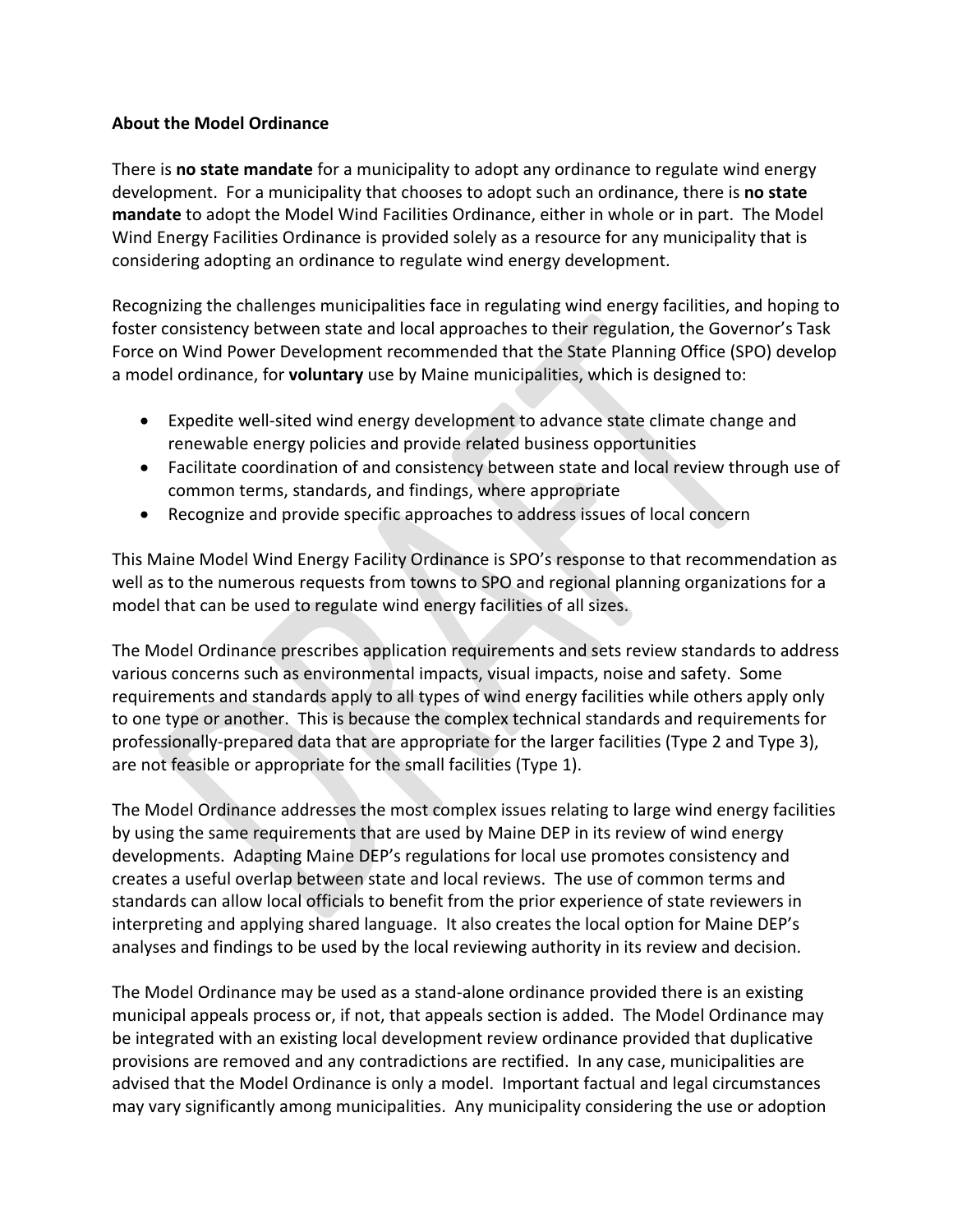**About the Model Ordinance**

There is **no state mandate** for a municipality to adopt any ordinance to regulate wind energy development. For a municipality that chooses to adopt such an ordinance, there is **no state mandate** to adopt the Model Wind Facilities Ordinance, either in whole or in part. The Model Wind Energy Facilities Ordinance is provided solely as a resource for any municipality that is considering adopting an ordinance to regulate wind energy development.

Recognizing the challenges municipalities face in regulating wind energy facilities, and hoping to foster consistency between state and local approaches to their regulation, the Governor's Task Force on Wind Power Development recommended that the State Planning Office (SPO) develop a model ordinance, for **voluntary** use by Maine municipalities, which is designed to:

- Expedite well-sited wind energy development to advance state climate change and renewable energy policies and provide related business opportunities
- Facilitate coordination of and consistency between state and local review through use of common terms, standards, and findings, where appropriate
- Recognize and provide specific approaches to address issues of local concern

This Maine Model Wind Energy Facility Ordinance is SPO's response to that recommendation as well as to the numerous requests from towns to SPO and regional planning organizations for a model that can be used to regulate wind energy facilities of all sizes.

The Model Ordinance prescribes application requirements and sets review standards to address various concerns such as environmental impacts, visual impacts, noise and safety. Some requirements and standards apply to all types of wind energy facilities while others apply only to one type or another. This is because the complex technical standards and requirements for professionally-prepared data that are appropriate for the larger facilities (Type 2 and Type 3), are not feasible or appropriate for the small facilities (Type 1).

The Model Ordinance addresses the most complex issues relating to large wind energy facilities by using the same requirements that are used by Maine DEP in its review of wind energy developments. Adapting Maine DEP's regulations for local use promotes consistency and creates a useful overlap between state and local reviews. The use of common terms and standards can allow local officials to benefit from the prior experience of state reviewers in interpreting and applying shared language. It also creates the local option for Maine DEP's analyses and findings to be used by the local reviewing authority in its review and decision.

The Model Ordinance may be used as a stand-alone ordinance provided there is an existing municipal appeals process or, if not, that appeals section is added. The Model Ordinance may be integrated with an existing local development review ordinance provided that duplicative provisions are removed and any contradictions are rectified. In any case, municipalities are advised that the Model Ordinance is only a model. Important factual and legal circumstances may vary significantly among municipalities. Any municipality considering the use or adoption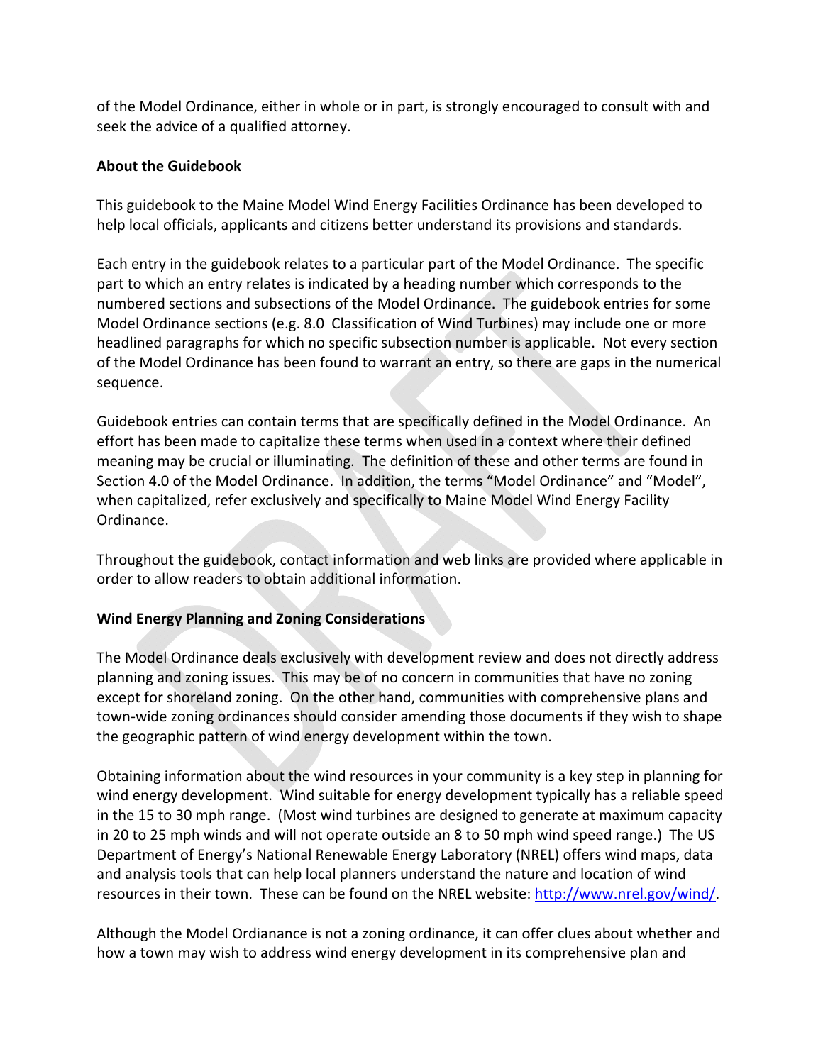of the Model Ordinance, either in whole or in part, is strongly encouraged to consult with and seek the advice of a qualified attorney.

**About the Guidebook**

This guidebook to the Maine Model Wind Energy Facilities Ordinance has been developed to help local officials, applicants and citizens better understand its provisions and standards.

Each entry in the guidebook relates to a particular part of the Model Ordinance. The specific part to which an entry relates is indicated by a heading number which corresponds to the numbered sections and subsections of the Model Ordinance. The guidebook entries for some Model Ordinance sections (e.g. 8.0 Classification of Wind Turbines) may include one or more headlined paragraphs for which no specific subsection number is applicable. Not every section of the Model Ordinance has been found to warrant an entry, so there are gaps in the numerical sequence.

Guidebook entries can contain terms that are specifically defined in the Model Ordinance. An effort has been made to capitalize these terms when used in a context where their defined meaning may be crucial or illuminating. The definition of these and other terms are found in Section 4.0 of the Model Ordinance. In addition, the terms "Model Ordinance" and "Model", when capitalized, refer exclusively and specifically to Maine Model Wind Energy Facility Ordinance.

Throughout the guidebook, contact information and web links are provided where applicable in order to allow readers to obtain additional information.

**Wind Energy Planning and Zoning Considerations**

The Model Ordinance deals exclusively with development review and does not directly address planning and zoning issues. This may be of no concern in communities that have no zoning except for shoreland zoning. On the other hand, communities with comprehensive plans and town-wide zoning ordinances should consider amending those documents if they wish to shape the geographic pattern of wind energy development within the town.

Obtaining information about the wind resources in your community is a key step in planning for wind energy development. Wind suitable for energy development typically has a reliable speed in the 15 to 30 mph range. (Most wind turbines are designed to generate at maximum capacity in 20 to 25 mph winds and will not operate outside an 8 to 50 mph wind speed range.) The US Department of Energy's National Renewable Energy Laboratory (NREL) offers wind maps, data and analysis tools that can help local planners understand the nature and location of wind resources in their town. These can be found on the NREL website: http://www.nrel.gov/wind/.

Although the Model Ordianance is not a zoning ordinance, it can offer clues about whether and how a town may wish to address wind energy development in its comprehensive plan and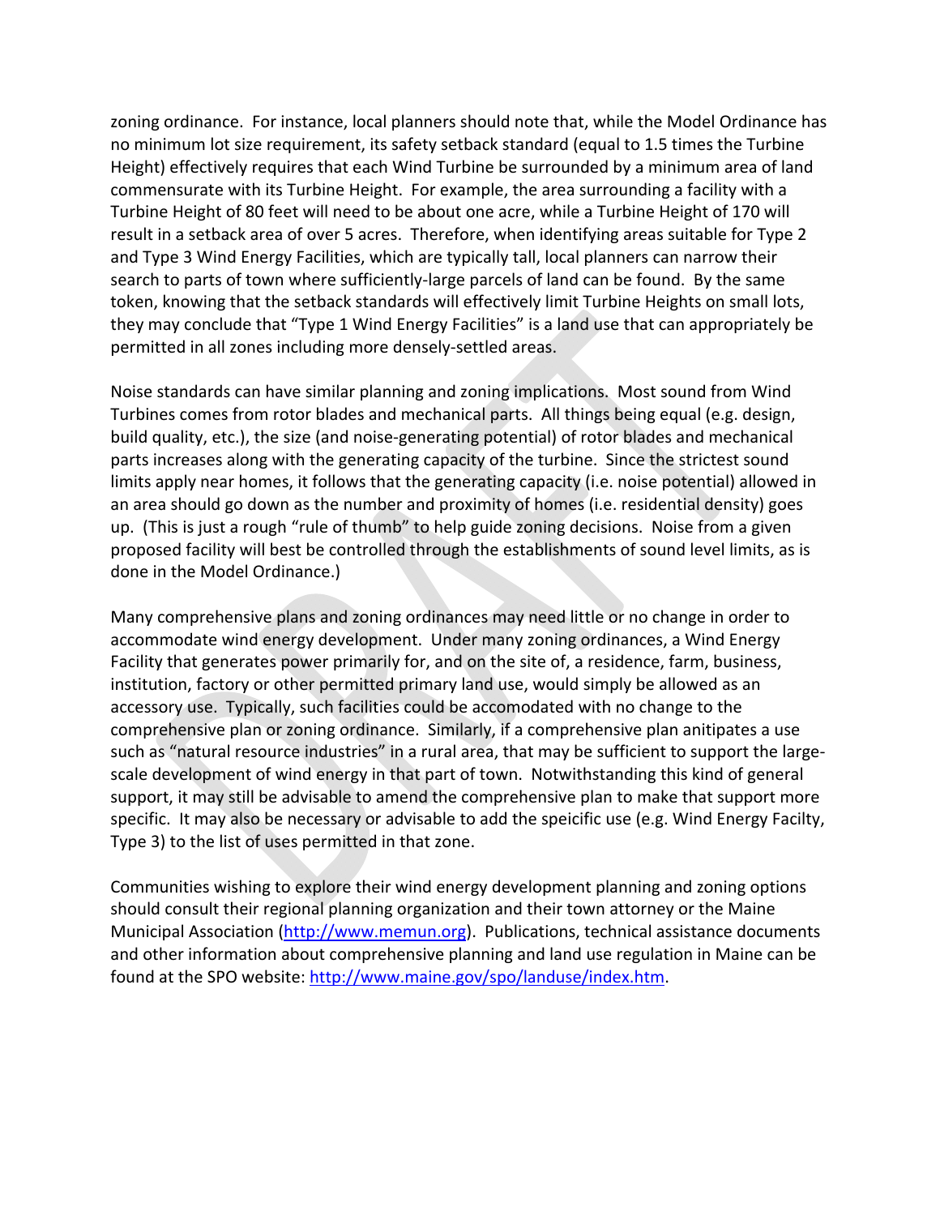zoning ordinance. For instance, local planners should note that, while the Model Ordinance has no minimum lot size requirement, its safety setback standard (equal to 1.5 times the Turbine Height) effectively requires that each Wind Turbine be surrounded by a minimum area of land commensurate with its Turbine Height. For example, the area surrounding a facility with a Turbine Height of 80 feet will need to be about one acre, while a Turbine Height of 170 will result in a setback area of over 5 acres. Therefore, when identifying areas suitable for Type 2 and Type 3 Wind Energy Facilities, which are typically tall, local planners can narrow their search to parts of town where sufficiently-large parcels of land can be found. By the same token, knowing that the setback standards will effectively limit Turbine Heights on small lots, they may conclude that "Type 1 Wind Energy Facilities" is a land use that can appropriately be permitted in all zones including more densely-settled areas.

Noise standards can have similar planning and zoning implications. Most sound from Wind Turbines comes from rotor blades and mechanical parts. All things being equal (e.g. design, build quality, etc.), the size (and noise-generating potential) of rotor blades and mechanical parts increases along with the generating capacity of the turbine. Since the strictest sound limits apply near homes, it follows that the generating capacity (i.e. noise potential) allowed in an area should go down as the number and proximity of homes (i.e. residential density) goes up. (This is just a rough "rule of thumb" to help guide zoning decisions. Noise from a given proposed facility will best be controlled through the establishments of sound level limits, as is done in the Model Ordinance.)

Many comprehensive plans and zoning ordinances may need little or no change in order to accommodate wind energy development. Under many zoning ordinances, a Wind Energy Facility that generates power primarily for, and on the site of, a residence, farm, business, institution, factory or other permitted primary land use, would simply be allowed as an accessory use. Typically, such facilities could be accomodated with no change to the comprehensive plan or zoning ordinance. Similarly, if a comprehensive plan anitipates a use such as "natural resource industries" in a rural area, that may be sufficient to support the large-scale development of wind energy in that part of town. Notwithstanding this kind of general support, it may still be advisable to amend the comprehensive plan to make that support more specific. It may also be necessary or advisable to add the speicific use (e.g. Wind Energy Facilty, Type 3) to the list of uses permitted in that zone.

Communities wishing to explore their wind energy development planning and zoning options should consult their regional planning organization and their town attorney or the Maine Municipal Association (http://www.memun.org). Publications, technical assistance documents and other information about comprehensive planning and land use regulation in Maine can be found at the SPO website: http://www.maine.gov/spo/landuse/index.htm.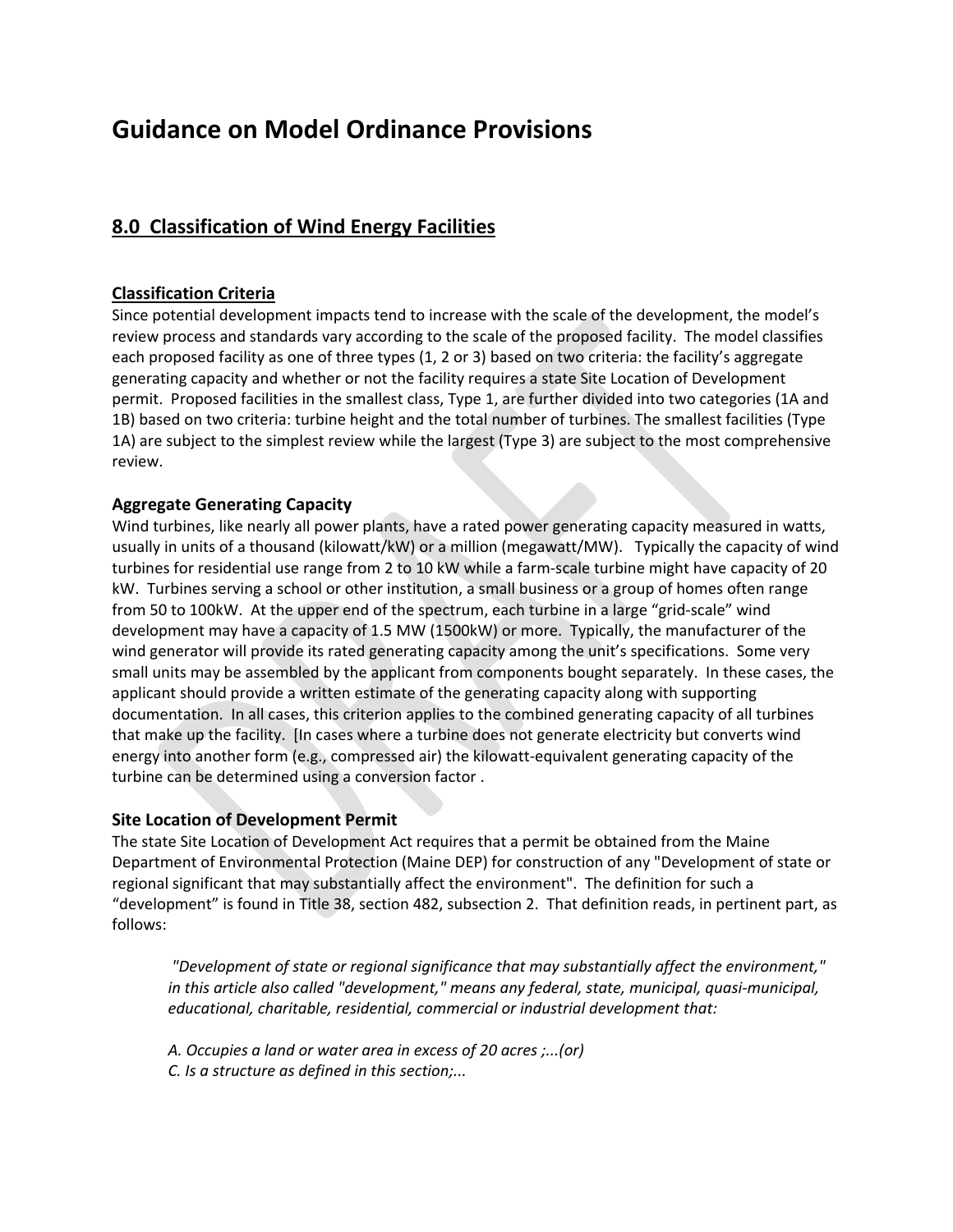# Guidance on Model Ordinance Provisions

## 8.0 Classification of Wind Energy Facilities

### Classification Criteria

Since potential development impacts tend to increase with the scale of the development, the model's review process and standards vary according to the scale of the proposed facility. The model classifies each proposed facility as one of three types (1, 2 or 3) based on two criteria: the facility's aggregate generating capacity and whether or not the facility requires a state Site Location of Development permit. Proposed facilities in the smallest class, Type 1, are further divided into two categories (1A and 1B) based on two criteria: turbine height and the total number of turbines. The smallest facilities (Type 1A) are subject to the simplest review while the largest (Type 3) are subject to the most comprehensive review.

### Aggregate Generating Capacity

Wind turbines, like nearly all power plants, have a rated power generating capacity measured in watts, usually in units of a thousand (kilowatt/kW) or a million (megawatt/MW). Typically the capacity of wind turbines for residential use range from 2 to 10 kW while a farm-scale turbine might have capacity of 20 kW. Turbines serving a school or other institution, a small business or a group of homes often range from 50 to 100kW. At the upper end of the spectrum, each turbine in a large "grid-scale" wind development may have a capacity of 1.5 MW (1500kW) or more. Typically, the manufacturer of the wind generator will provide its rated generating capacity among the unit's specifications. Some very small units may be assembled by the applicant from components bought separately. In these cases, the applicant should provide a written estimate of the generating capacity along with supporting documentation. In all cases, this criterion applies to the combined generating capacity of all turbines that make up the facility. [In cases where a turbine does not generate electricity but converts wind energy into another form (e.g., compressed air) the kilowatt-equivalent generating capacity of the turbine can be determined using a conversion factor .

### Site Location of Development Permit

The state Site Location of Development Act requires that a permit be obtained from the Maine Department of Environmental Protection (Maine DEP) for construction of any "Development of state or regional significant that may substantially affect the environment". The definition for such a "development" is found in Title 38, section 482, subsection 2. That definition reads, in pertinent part, as follows:

> *"Development of state or regional significance that may substantially affect the environment," in this article also called "development," means any federal, state, municipal, quasi-municipal, educational, charitable, residential, commercial or industrial development that:*
>
> *A. Occupies a land or water area in excess of 20 acres ;...(or)*
> *C. Is a structure as defined in this section;...*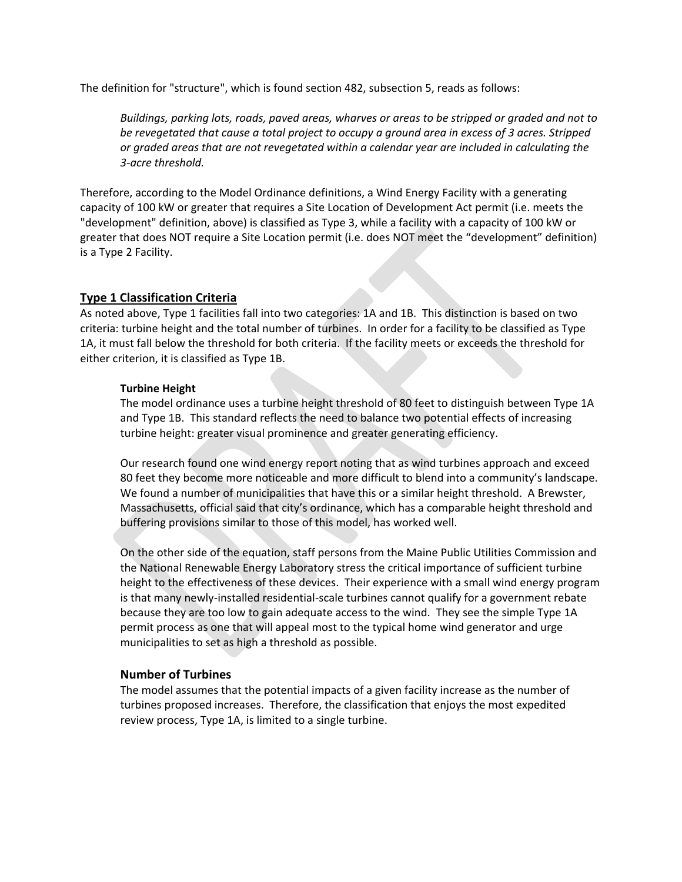The definition for "structure", which is found section 482, subsection 5, reads as follows:

> *Buildings, parking lots, roads, paved areas, wharves or areas to be stripped or graded and not to be revegetated that cause a total project to occupy a ground area in excess of 3 acres. Stripped or graded areas that are not revegetated within a calendar year are included in calculating the 3-acre threshold.*

Therefore, according to the Model Ordinance definitions, a Wind Energy Facility with a generating capacity of 100 kW or greater that requires a Site Location of Development Act permit (i.e. meets the "development" definition, above) is classified as Type 3, while a facility with a capacity of 100 kW or greater that does NOT require a Site Location permit (i.e. does NOT meet the "development" definition) is a Type 2 Facility.

## Type 1 Classification Criteria

As noted above, Type 1 facilities fall into two categories: 1A and 1B. This distinction is based on two criteria: turbine height and the total number of turbines. In order for a facility to be classified as Type 1A, it must fall below the threshold for both criteria. If the facility meets or exceeds the threshold for either criterion, it is classified as Type 1B.

**Turbine Height**

The model ordinance uses a turbine height threshold of 80 feet to distinguish between Type 1A and Type 1B. This standard reflects the need to balance two potential effects of increasing turbine height: greater visual prominence and greater generating efficiency.

Our research found one wind energy report noting that as wind turbines approach and exceed 80 feet they become more noticeable and more difficult to blend into a community's landscape. We found a number of municipalities that have this or a similar height threshold. A Brewster, Massachusetts, official said that city's ordinance, which has a comparable height threshold and buffering provisions similar to those of this model, has worked well.

On the other side of the equation, staff persons from the Maine Public Utilities Commission and the National Renewable Energy Laboratory stress the critical importance of sufficient turbine height to the effectiveness of these devices. Their experience with a small wind energy program is that many newly-installed residential-scale turbines cannot qualify for a government rebate because they are too low to gain adequate access to the wind. They see the simple Type 1A permit process as one that will appeal most to the typical home wind generator and urge municipalities to set as high a threshold as possible.

### Number of Turbines

The model assumes that the potential impacts of a given facility increase as the number of turbines proposed increases. Therefore, the classification that enjoys the most expedited review process, Type 1A, is limited to a single turbine.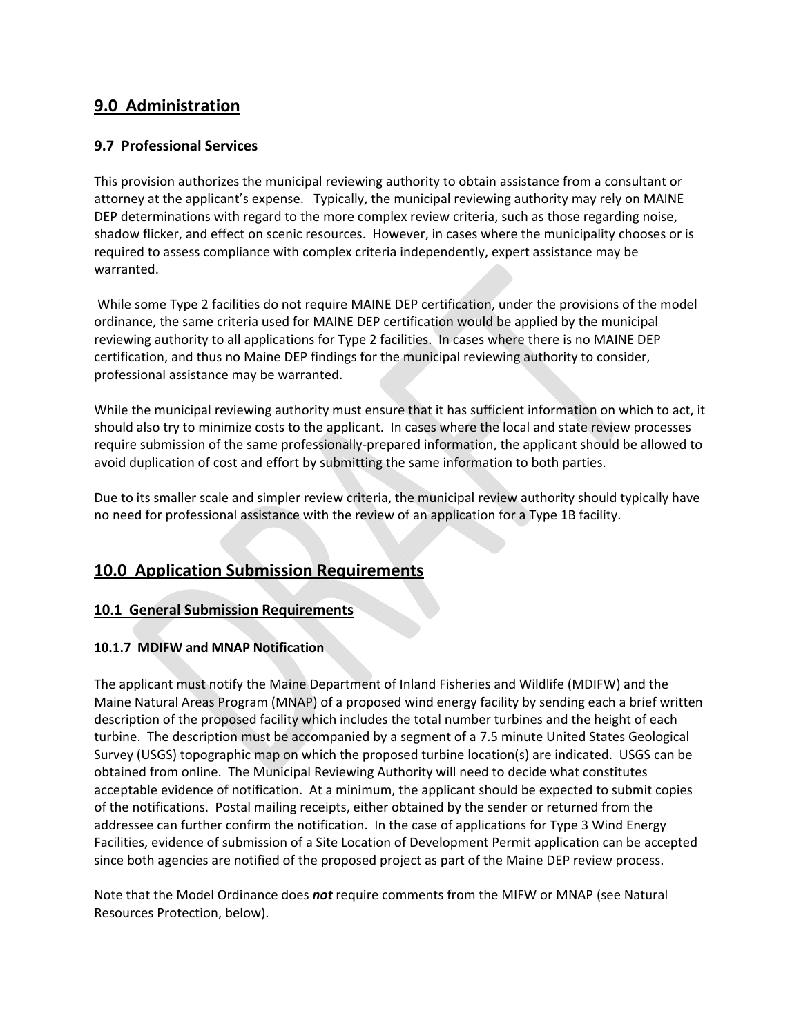## 9.0 Administration

### 9.7 Professional Services

This provision authorizes the municipal reviewing authority to obtain assistance from a consultant or attorney at the applicant's expense. Typically, the municipal reviewing authority may rely on MAINE DEP determinations with regard to the more complex review criteria, such as those regarding noise, shadow flicker, and effect on scenic resources. However, in cases where the municipality chooses or is required to assess compliance with complex criteria independently, expert assistance may be warranted.

While some Type 2 facilities do not require MAINE DEP certification, under the provisions of the model ordinance, the same criteria used for MAINE DEP certification would be applied by the municipal reviewing authority to all applications for Type 2 facilities. In cases where there is no MAINE DEP certification, and thus no Maine DEP findings for the municipal reviewing authority to consider, professional assistance may be warranted.

While the municipal reviewing authority must ensure that it has sufficient information on which to act, it should also try to minimize costs to the applicant. In cases where the local and state review processes require submission of the same professionally-prepared information, the applicant should be allowed to avoid duplication of cost and effort by submitting the same information to both parties.

Due to its smaller scale and simpler review criteria, the municipal review authority should typically have no need for professional assistance with the review of an application for a Type 1B facility.

## 10.0 Application Submission Requirements

### 10.1 General Submission Requirements

#### 10.1.7 MDIFW and MNAP Notification

The applicant must notify the Maine Department of Inland Fisheries and Wildlife (MDIFW) and the Maine Natural Areas Program (MNAP) of a proposed wind energy facility by sending each a brief written description of the proposed facility which includes the total number turbines and the height of each turbine. The description must be accompanied by a segment of a 7.5 minute United States Geological Survey (USGS) topographic map on which the proposed turbine location(s) are indicated. USGS can be obtained from online. The Municipal Reviewing Authority will need to decide what constitutes acceptable evidence of notification. At a minimum, the applicant should be expected to submit copies of the notifications. Postal mailing receipts, either obtained by the sender or returned from the addressee can further confirm the notification. In the case of applications for Type 3 Wind Energy Facilities, evidence of submission of a Site Location of Development Permit application can be accepted since both agencies are notified of the proposed project as part of the Maine DEP review process.

Note that the Model Ordinance does ***not*** require comments from the MIFW or MNAP (see Natural Resources Protection, below).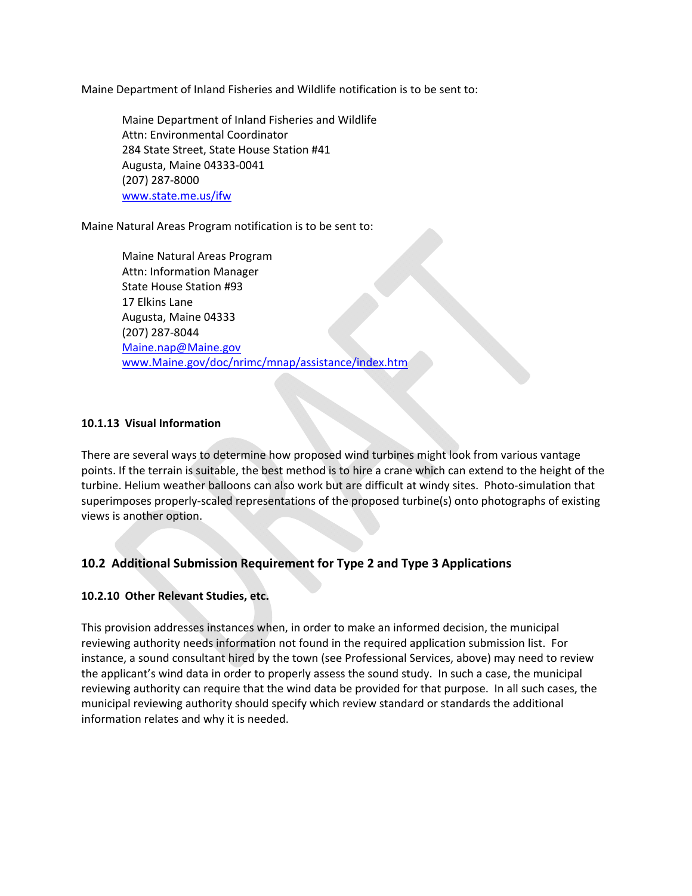Maine Department of Inland Fisheries and Wildlife notification is to be sent to:

> Maine Department of Inland Fisheries and Wildlife
> Attn: Environmental Coordinator
> 284 State Street, State House Station #41
> Augusta, Maine 04333-0041
> (207) 287-8000
> www.state.me.us/ifw

Maine Natural Areas Program notification is to be sent to:

> Maine Natural Areas Program
> Attn: Information Manager
> State House Station #93
> 17 Elkins Lane
> Augusta, Maine 04333
> (207) 287-8044
> Maine.nap@Maine.gov
> www.Maine.gov/doc/nrimc/mnap/assistance/index.htm

#### 10.1.13 Visual Information

There are several ways to determine how proposed wind turbines might look from various vantage points. If the terrain is suitable, the best method is to hire a crane which can extend to the height of the turbine. Helium weather balloons can also work but are difficult at windy sites. Photo-simulation that superimposes properly-scaled representations of the proposed turbine(s) onto photographs of existing views is another option.

### 10.2 Additional Submission Requirement for Type 2 and Type 3 Applications

#### 10.2.10 Other Relevant Studies, etc.

This provision addresses instances when, in order to make an informed decision, the municipal reviewing authority needs information not found in the required application submission list. For instance, a sound consultant hired by the town (see Professional Services, above) may need to review the applicant's wind data in order to properly assess the sound study. In such a case, the municipal reviewing authority can require that the wind data be provided for that purpose. In all such cases, the municipal reviewing authority should specify which review standard or standards the additional information relates and why it is needed.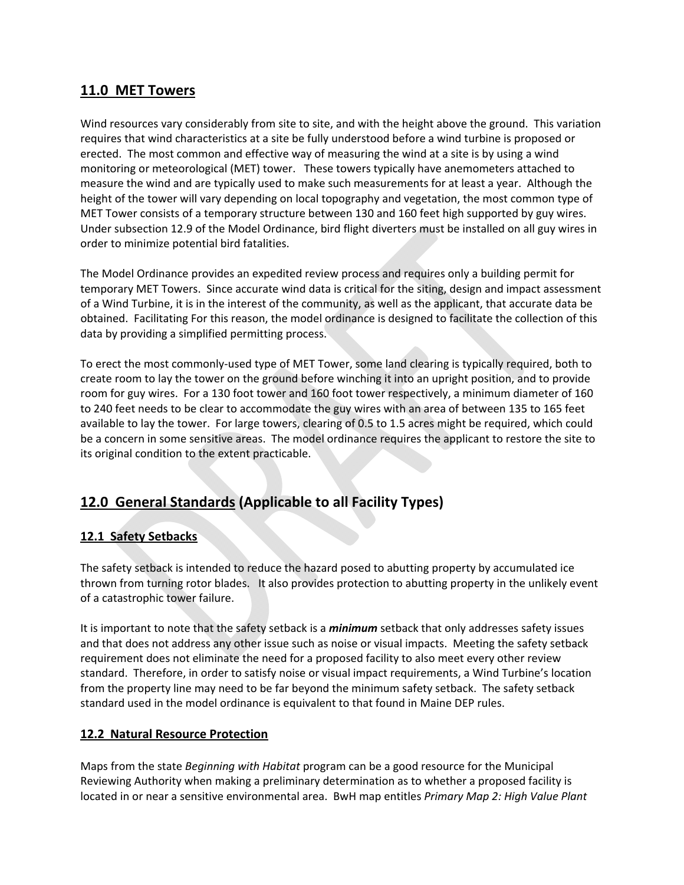## 11.0 MET Towers

Wind resources vary considerably from site to site, and with the height above the ground. This variation requires that wind characteristics at a site be fully understood before a wind turbine is proposed or erected. The most common and effective way of measuring the wind at a site is by using a wind monitoring or meteorological (MET) tower. These towers typically have anemometers attached to measure the wind and are typically used to make such measurements for at least a year. Although the height of the tower will vary depending on local topography and vegetation, the most common type of MET Tower consists of a temporary structure between 130 and 160 feet high supported by guy wires. Under subsection 12.9 of the Model Ordinance, bird flight diverters must be installed on all guy wires in order to minimize potential bird fatalities.

The Model Ordinance provides an expedited review process and requires only a building permit for temporary MET Towers. Since accurate wind data is critical for the siting, design and impact assessment of a Wind Turbine, it is in the interest of the community, as well as the applicant, that accurate data be obtained. Facilitating For this reason, the model ordinance is designed to facilitate the collection of this data by providing a simplified permitting process.

To erect the most commonly-used type of MET Tower, some land clearing is typically required, both to create room to lay the tower on the ground before winching it into an upright position, and to provide room for guy wires. For a 130 foot tower and 160 foot tower respectively, a minimum diameter of 160 to 240 feet needs to be clear to accommodate the guy wires with an area of between 135 to 165 feet available to lay the tower. For large towers, clearing of 0.5 to 1.5 acres might be required, which could be a concern in some sensitive areas. The model ordinance requires the applicant to restore the site to its original condition to the extent practicable.

## 12.0 General Standards (Applicable to all Facility Types)

### 12.1 Safety Setbacks

The safety setback is intended to reduce the hazard posed to abutting property by accumulated ice thrown from turning rotor blades. It also provides protection to abutting property in the unlikely event of a catastrophic tower failure.

It is important to note that the safety setback is a ***minimum*** setback that only addresses safety issues and that does not address any other issue such as noise or visual impacts. Meeting the safety setback requirement does not eliminate the need for a proposed facility to also meet every other review standard. Therefore, in order to satisfy noise or visual impact requirements, a Wind Turbine's location from the property line may need to be far beyond the minimum safety setback. The safety setback standard used in the model ordinance is equivalent to that found in Maine DEP rules.

### 12.2 Natural Resource Protection

Maps from the state *Beginning with Habitat* program can be a good resource for the Municipal Reviewing Authority when making a preliminary determination as to whether a proposed facility is located in or near a sensitive environmental area. BwH map entitles *Primary Map 2: High Value Plant*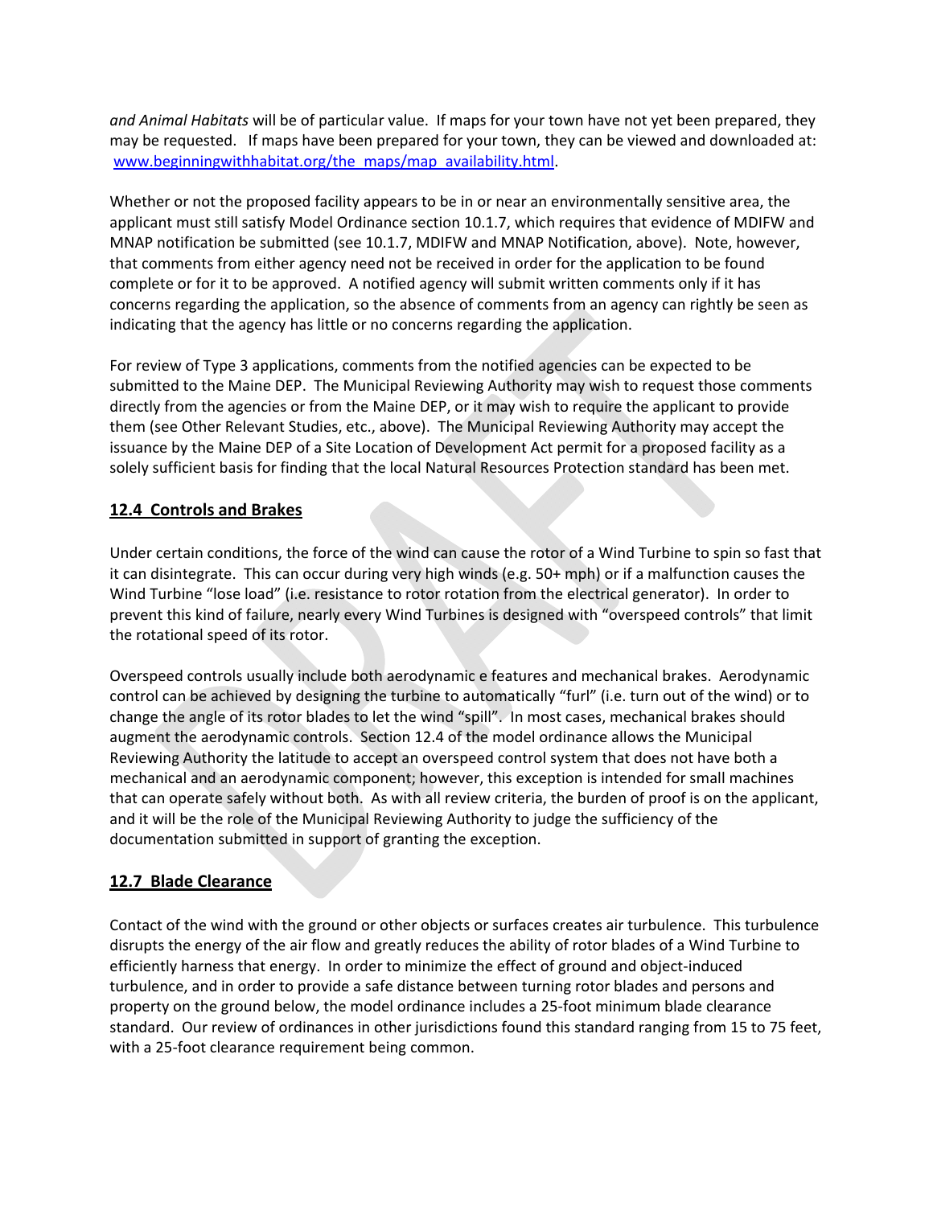*and Animal Habitats* will be of particular value. If maps for your town have not yet been prepared, they may be requested. If maps have been prepared for your town, they can be viewed and downloaded at: www.beginningwithhabitat.org/the_maps/map_availability.html.

Whether or not the proposed facility appears to be in or near an environmentally sensitive area, the applicant must still satisfy Model Ordinance section 10.1.7, which requires that evidence of MDIFW and MNAP notification be submitted (see 10.1.7, MDIFW and MNAP Notification, above). Note, however, that comments from either agency need not be received in order for the application to be found complete or for it to be approved. A notified agency will submit written comments only if it has concerns regarding the application, so the absence of comments from an agency can rightly be seen as indicating that the agency has little or no concerns regarding the application.

For review of Type 3 applications, comments from the notified agencies can be expected to be submitted to the Maine DEP. The Municipal Reviewing Authority may wish to request those comments directly from the agencies or from the Maine DEP, or it may wish to require the applicant to provide them (see Other Relevant Studies, etc., above). The Municipal Reviewing Authority may accept the issuance by the Maine DEP of a Site Location of Development Act permit for a proposed facility as a solely sufficient basis for finding that the local Natural Resources Protection standard has been met.

## 12.4 Controls and Brakes

Under certain conditions, the force of the wind can cause the rotor of a Wind Turbine to spin so fast that it can disintegrate. This can occur during very high winds (e.g. 50+ mph) or if a malfunction causes the Wind Turbine "lose load" (i.e. resistance to rotor rotation from the electrical generator). In order to prevent this kind of failure, nearly every Wind Turbines is designed with "overspeed controls" that limit the rotational speed of its rotor.

Overspeed controls usually include both aerodynamic e features and mechanical brakes. Aerodynamic control can be achieved by designing the turbine to automatically "furl" (i.e. turn out of the wind) or to change the angle of its rotor blades to let the wind "spill". In most cases, mechanical brakes should augment the aerodynamic controls. Section 12.4 of the model ordinance allows the Municipal Reviewing Authority the latitude to accept an overspeed control system that does not have both a mechanical and an aerodynamic component; however, this exception is intended for small machines that can operate safely without both. As with all review criteria, the burden of proof is on the applicant, and it will be the role of the Municipal Reviewing Authority to judge the sufficiency of the documentation submitted in support of granting the exception.

## 12.7 Blade Clearance

Contact of the wind with the ground or other objects or surfaces creates air turbulence. This turbulence disrupts the energy of the air flow and greatly reduces the ability of rotor blades of a Wind Turbine to efficiently harness that energy. In order to minimize the effect of ground and object-induced turbulence, and in order to provide a safe distance between turning rotor blades and persons and property on the ground below, the model ordinance includes a 25-foot minimum blade clearance standard. Our review of ordinances in other jurisdictions found this standard ranging from 15 to 75 feet, with a 25-foot clearance requirement being common.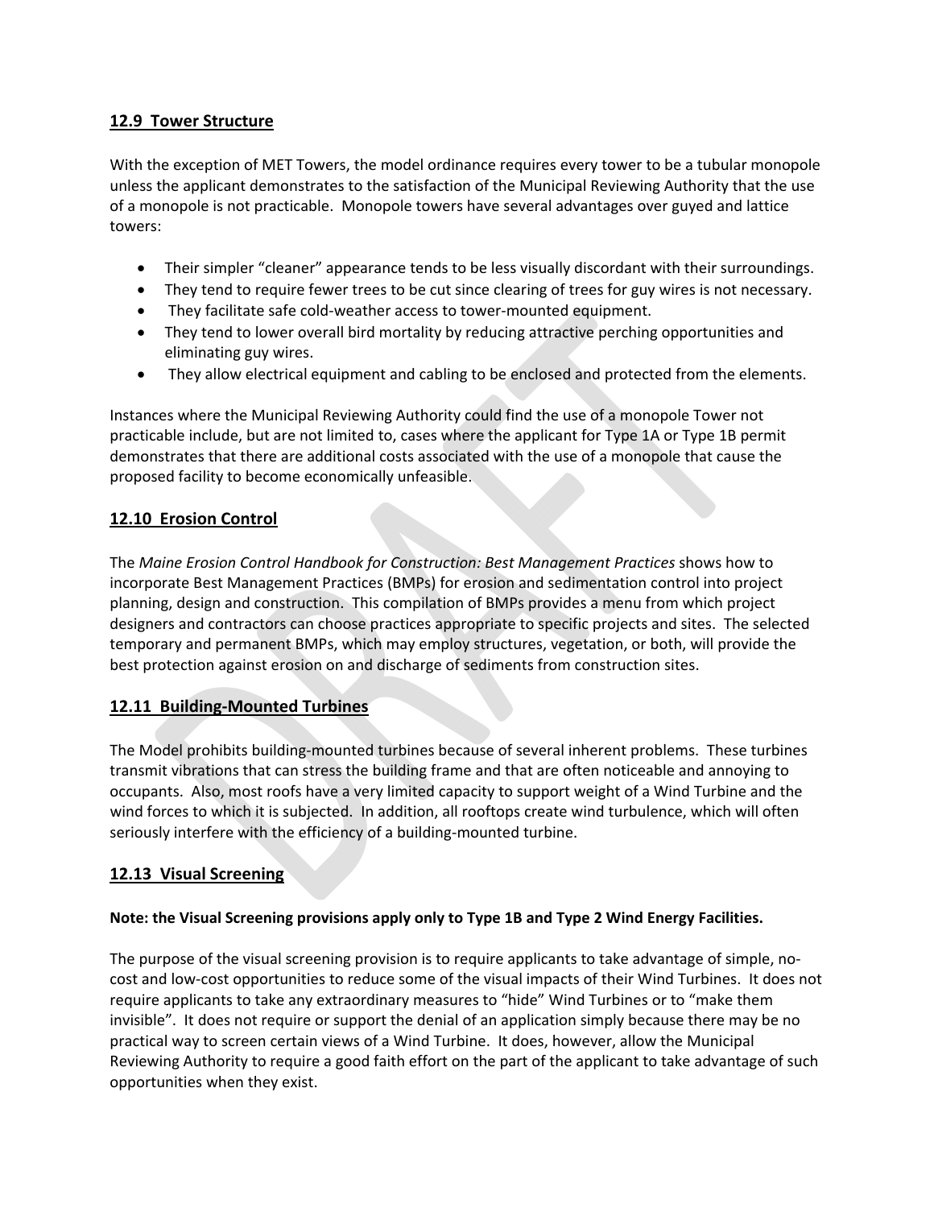## 12.9 Tower Structure

With the exception of MET Towers, the model ordinance requires every tower to be a tubular monopole unless the applicant demonstrates to the satisfaction of the Municipal Reviewing Authority that the use of a monopole is not practicable. Monopole towers have several advantages over guyed and lattice towers:

- Their simpler "cleaner" appearance tends to be less visually discordant with their surroundings.
- They tend to require fewer trees to be cut since clearing of trees for guy wires is not necessary.
- They facilitate safe cold-weather access to tower-mounted equipment.
- They tend to lower overall bird mortality by reducing attractive perching opportunities and eliminating guy wires.
- They allow electrical equipment and cabling to be enclosed and protected from the elements.

Instances where the Municipal Reviewing Authority could find the use of a monopole Tower not practicable include, but are not limited to, cases where the applicant for Type 1A or Type 1B permit demonstrates that there are additional costs associated with the use of a monopole that cause the proposed facility to become economically unfeasible.

## 12.10 Erosion Control

The *Maine Erosion Control Handbook for Construction: Best Management Practices* shows how to incorporate Best Management Practices (BMPs) for erosion and sedimentation control into project planning, design and construction. This compilation of BMPs provides a menu from which project designers and contractors can choose practices appropriate to specific projects and sites. The selected temporary and permanent BMPs, which may employ structures, vegetation, or both, will provide the best protection against erosion on and discharge of sediments from construction sites.

## 12.11 Building-Mounted Turbines

The Model prohibits building-mounted turbines because of several inherent problems. These turbines transmit vibrations that can stress the building frame and that are often noticeable and annoying to occupants. Also, most roofs have a very limited capacity to support weight of a Wind Turbine and the wind forces to which it is subjected. In addition, all rooftops create wind turbulence, which will often seriously interfere with the efficiency of a building-mounted turbine.

## 12.13 Visual Screening

**Note: the Visual Screening provisions apply only to Type 1B and Type 2 Wind Energy Facilities.**

The purpose of the visual screening provision is to require applicants to take advantage of simple, no-cost and low-cost opportunities to reduce some of the visual impacts of their Wind Turbines. It does not require applicants to take any extraordinary measures to "hide" Wind Turbines or to "make them invisible". It does not require or support the denial of an application simply because there may be no practical way to screen certain views of a Wind Turbine. It does, however, allow the Municipal Reviewing Authority to require a good faith effort on the part of the applicant to take advantage of such opportunities when they exist.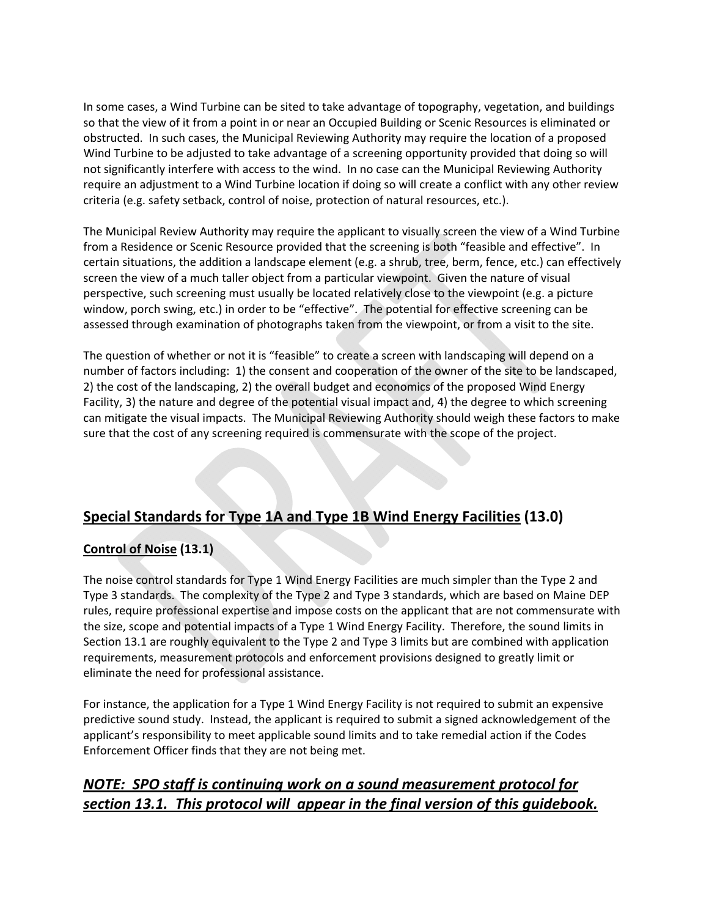In some cases, a Wind Turbine can be sited to take advantage of topography, vegetation, and buildings so that the view of it from a point in or near an Occupied Building or Scenic Resources is eliminated or obstructed. In such cases, the Municipal Reviewing Authority may require the location of a proposed Wind Turbine to be adjusted to take advantage of a screening opportunity provided that doing so will not significantly interfere with access to the wind. In no case can the Municipal Reviewing Authority require an adjustment to a Wind Turbine location if doing so will create a conflict with any other review criteria (e.g. safety setback, control of noise, protection of natural resources, etc.).

The Municipal Review Authority may require the applicant to visually screen the view of a Wind Turbine from a Residence or Scenic Resource provided that the screening is both "feasible and effective". In certain situations, the addition a landscape element (e.g. a shrub, tree, berm, fence, etc.) can effectively screen the view of a much taller object from a particular viewpoint. Given the nature of visual perspective, such screening must usually be located relatively close to the viewpoint (e.g. a picture window, porch swing, etc.) in order to be "effective". The potential for effective screening can be assessed through examination of photographs taken from the viewpoint, or from a visit to the site.

The question of whether or not it is "feasible" to create a screen with landscaping will depend on a number of factors including: 1) the consent and cooperation of the owner of the site to be landscaped, 2) the cost of the landscaping, 2) the overall budget and economics of the proposed Wind Energy Facility, 3) the nature and degree of the potential visual impact and, 4) the degree to which screening can mitigate the visual impacts. The Municipal Reviewing Authority should weigh these factors to make sure that the cost of any screening required is commensurate with the scope of the project.

## <u>Special Standards for Type 1A and Type 1B Wind Energy Facilities</u> (13.0)

### <u>Control of Noise</u> (13.1)

The noise control standards for Type 1 Wind Energy Facilities are much simpler than the Type 2 and Type 3 standards. The complexity of the Type 2 and Type 3 standards, which are based on Maine DEP rules, require professional expertise and impose costs on the applicant that are not commensurate with the size, scope and potential impacts of a Type 1 Wind Energy Facility. Therefore, the sound limits in Section 13.1 are roughly equivalent to the Type 2 and Type 3 limits but are combined with application requirements, measurement protocols and enforcement provisions designed to greatly limit or eliminate the need for professional assistance.

For instance, the application for a Type 1 Wind Energy Facility is not required to submit an expensive predictive sound study. Instead, the applicant is required to submit a signed acknowledgement of the applicant's responsibility to meet applicable sound limits and to take remedial action if the Codes Enforcement Officer finds that they are not being met.

## ***<u>NOTE: SPO staff is continuing work on a sound measurement protocol for section 13.1. This protocol will appear in the final version of this guidebook.</u>***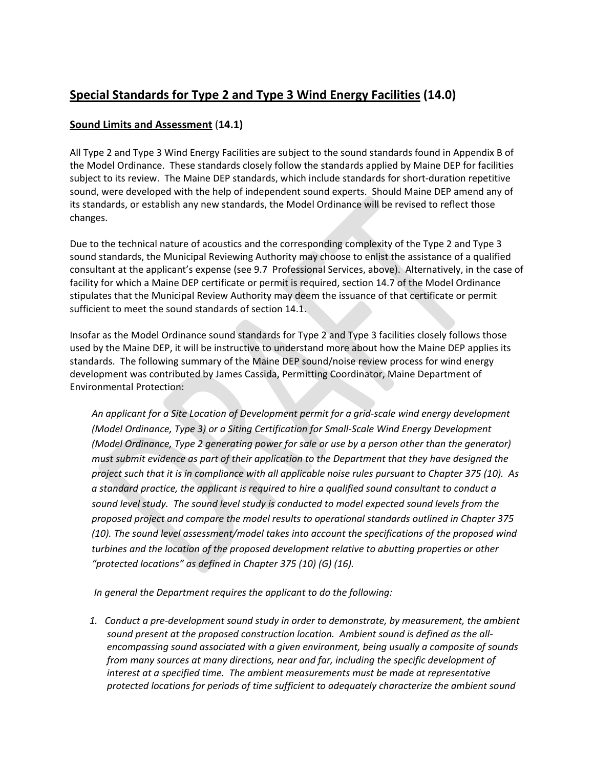## Special Standards for Type 2 and Type 3 Wind Energy Facilities (14.0)

### Sound Limits and Assessment (14.1)

All Type 2 and Type 3 Wind Energy Facilities are subject to the sound standards found in Appendix B of the Model Ordinance. These standards closely follow the standards applied by Maine DEP for facilities subject to its review. The Maine DEP standards, which include standards for short-duration repetitive sound, were developed with the help of independent sound experts. Should Maine DEP amend any of its standards, or establish any new standards, the Model Ordinance will be revised to reflect those changes.

Due to the technical nature of acoustics and the corresponding complexity of the Type 2 and Type 3 sound standards, the Municipal Reviewing Authority may choose to enlist the assistance of a qualified consultant at the applicant's expense (see 9.7 Professional Services, above). Alternatively, in the case of facility for which a Maine DEP certificate or permit is required, section 14.7 of the Model Ordinance stipulates that the Municipal Review Authority may deem the issuance of that certificate or permit sufficient to meet the sound standards of section 14.1.

Insofar as the Model Ordinance sound standards for Type 2 and Type 3 facilities closely follows those used by the Maine DEP, it will be instructive to understand more about how the Maine DEP applies its standards. The following summary of the Maine DEP sound/noise review process for wind energy development was contributed by James Cassida, Permitting Coordinator, Maine Department of Environmental Protection:

*An applicant for a Site Location of Development permit for a grid-scale wind energy development (Model Ordinance, Type 3) or a Siting Certification for Small-Scale Wind Energy Development (Model Ordinance, Type 2 generating power for sale or use by a person other than the generator) must submit evidence as part of their application to the Department that they have designed the project such that it is in compliance with all applicable noise rules pursuant to Chapter 375 (10). As a standard practice, the applicant is required to hire a qualified sound consultant to conduct a sound level study. The sound level study is conducted to model expected sound levels from the proposed project and compare the model results to operational standards outlined in Chapter 375 (10). The sound level assessment/model takes into account the specifications of the proposed wind turbines and the location of the proposed development relative to abutting properties or other "protected locations" as defined in Chapter 375 (10) (G) (16).*

*In general the Department requires the applicant to do the following:*

1. *Conduct a pre-development sound study in order to demonstrate, by measurement, the ambient sound present at the proposed construction location. Ambient sound is defined as the all-encompassing sound associated with a given environment, being usually a composite of sounds from many sources at many directions, near and far, including the specific development of interest at a specified time. The ambient measurements must be made at representative protected locations for periods of time sufficient to adequately characterize the ambient sound*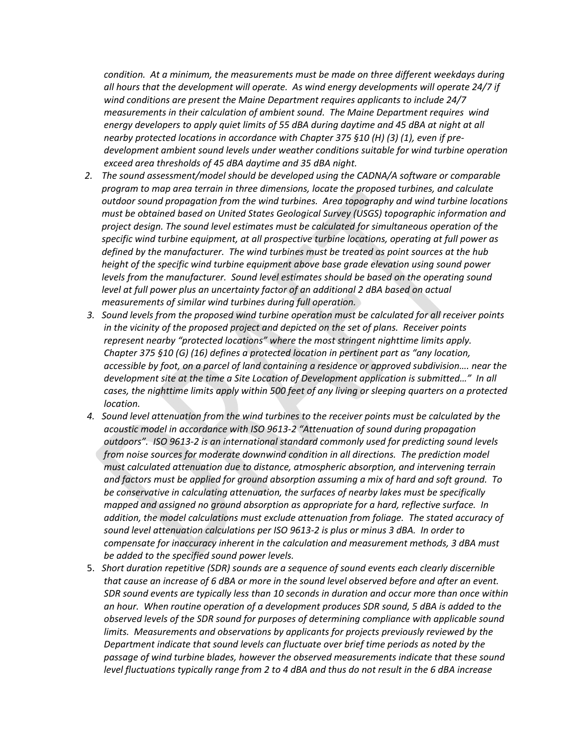*condition. At a minimum, the measurements must be made on three different weekdays during all hours that the development will operate. As wind energy developments will operate 24/7 if wind conditions are present the Maine Department requires applicants to include 24/7 measurements in their calculation of ambient sound. The Maine Department requires wind energy developers to apply quiet limits of 55 dBA during daytime and 45 dBA at night at all nearby protected locations in accordance with Chapter 375 §10 (H) (3) (1), even if pre-development ambient sound levels under weather conditions suitable for wind turbine operation exceed area thresholds of 45 dBA daytime and 35 dBA night.*

2. *The sound assessment/model should be developed using the CADNA/A software or comparable program to map area terrain in three dimensions, locate the proposed turbines, and calculate outdoor sound propagation from the wind turbines. Area topography and wind turbine locations must be obtained based on United States Geological Survey (USGS) topographic information and project design. The sound level estimates must be calculated for simultaneous operation of the specific wind turbine equipment, at all prospective turbine locations, operating at full power as defined by the manufacturer. The wind turbines must be treated as point sources at the hub height of the specific wind turbine equipment above base grade elevation using sound power levels from the manufacturer. Sound level estimates should be based on the operating sound level at full power plus an uncertainty factor of an additional 2 dBA based on actual measurements of similar wind turbines during full operation.*
3. *Sound levels from the proposed wind turbine operation must be calculated for all receiver points in the vicinity of the proposed project and depicted on the set of plans. Receiver points represent nearby "protected locations" where the most stringent nighttime limits apply. Chapter 375 §10 (G) (16) defines a protected location in pertinent part as "any location, accessible by foot, on a parcel of land containing a residence or approved subdivision…. near the development site at the time a Site Location of Development application is submitted…" In all cases, the nighttime limits apply within 500 feet of any living or sleeping quarters on a protected location.*
4. *Sound level attenuation from the wind turbines to the receiver points must be calculated by the acoustic model in accordance with ISO 9613-2 "Attenuation of sound during propagation outdoors". ISO 9613-2 is an international standard commonly used for predicting sound levels from noise sources for moderate downwind condition in all directions. The prediction model must calculated attenuation due to distance, atmospheric absorption, and intervening terrain and factors must be applied for ground absorption assuming a mix of hard and soft ground. To be conservative in calculating attenuation, the surfaces of nearby lakes must be specifically mapped and assigned no ground absorption as appropriate for a hard, reflective surface. In addition, the model calculations must exclude attenuation from foliage. The stated accuracy of sound level attenuation calculations per ISO 9613-2 is plus or minus 3 dBA. In order to compensate for inaccuracy inherent in the calculation and measurement methods, 3 dBA must be added to the specified sound power levels.*
5. *Short duration repetitive (SDR) sounds are a sequence of sound events each clearly discernible that cause an increase of 6 dBA or more in the sound level observed before and after an event. SDR sound events are typically less than 10 seconds in duration and occur more than once within an hour. When routine operation of a development produces SDR sound, 5 dBA is added to the observed levels of the SDR sound for purposes of determining compliance with applicable sound limits. Measurements and observations by applicants for projects previously reviewed by the Department indicate that sound levels can fluctuate over brief time periods as noted by the passage of wind turbine blades, however the observed measurements indicate that these sound level fluctuations typically range from 2 to 4 dBA and thus do not result in the 6 dBA increase*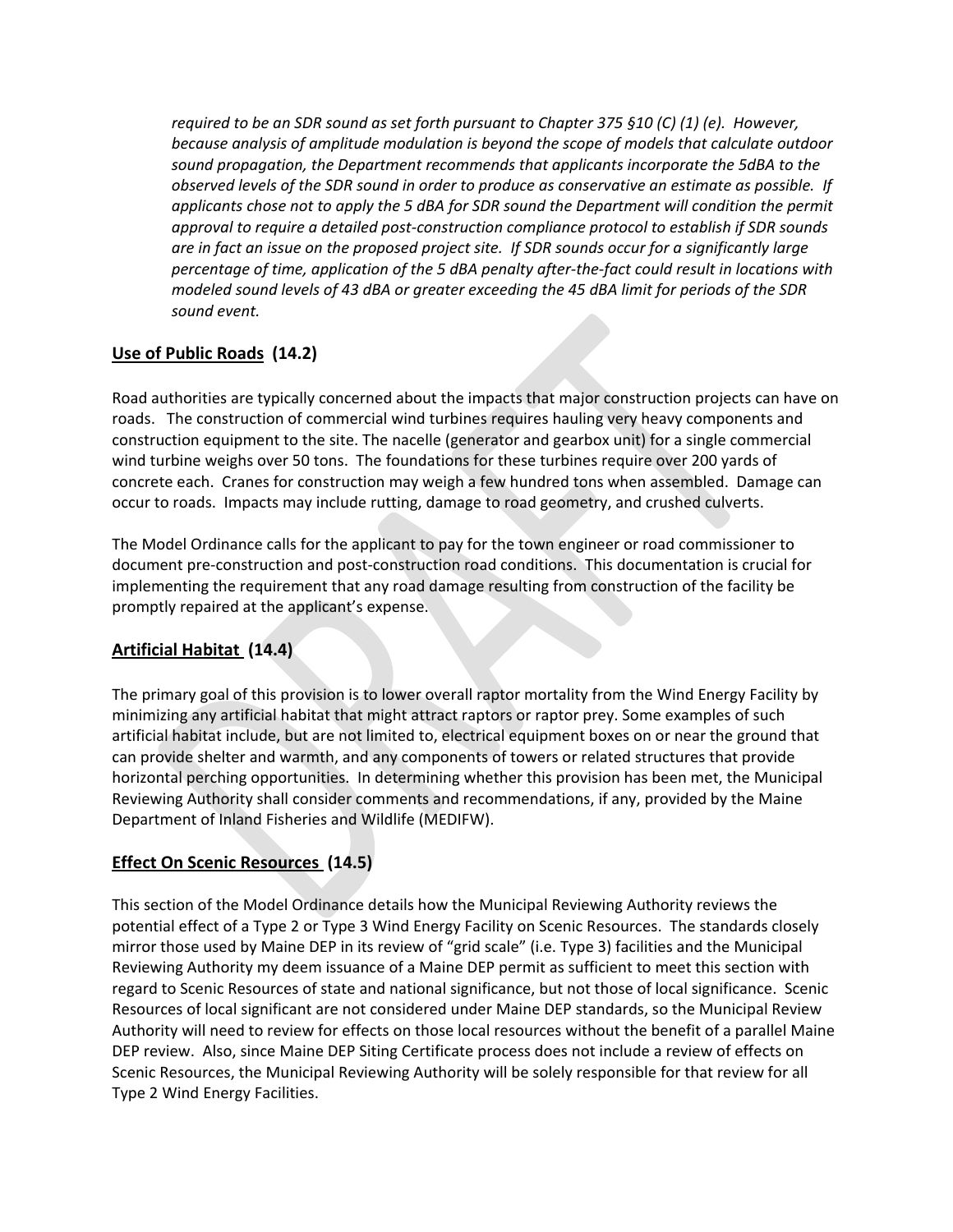*required to be an SDR sound as set forth pursuant to Chapter 375 §10 (C) (1) (e). However, because analysis of amplitude modulation is beyond the scope of models that calculate outdoor sound propagation, the Department recommends that applicants incorporate the 5dBA to the observed levels of the SDR sound in order to produce as conservative an estimate as possible. If applicants chose not to apply the 5 dBA for SDR sound the Department will condition the permit approval to require a detailed post-construction compliance protocol to establish if SDR sounds are in fact an issue on the proposed project site. If SDR sounds occur for a significantly large percentage of time, application of the 5 dBA penalty after-the-fact could result in locations with modeled sound levels of 43 dBA or greater exceeding the 45 dBA limit for periods of the SDR sound event.*

## Use of Public Roads (14.2)

Road authorities are typically concerned about the impacts that major construction projects can have on roads. The construction of commercial wind turbines requires hauling very heavy components and construction equipment to the site. The nacelle (generator and gearbox unit) for a single commercial wind turbine weighs over 50 tons. The foundations for these turbines require over 200 yards of concrete each. Cranes for construction may weigh a few hundred tons when assembled. Damage can occur to roads. Impacts may include rutting, damage to road geometry, and crushed culverts.

The Model Ordinance calls for the applicant to pay for the town engineer or road commissioner to document pre-construction and post-construction road conditions. This documentation is crucial for implementing the requirement that any road damage resulting from construction of the facility be promptly repaired at the applicant's expense.

## Artificial Habitat (14.4)

The primary goal of this provision is to lower overall raptor mortality from the Wind Energy Facility by minimizing any artificial habitat that might attract raptors or raptor prey. Some examples of such artificial habitat include, but are not limited to, electrical equipment boxes on or near the ground that can provide shelter and warmth, and any components of towers or related structures that provide horizontal perching opportunities. In determining whether this provision has been met, the Municipal Reviewing Authority shall consider comments and recommendations, if any, provided by the Maine Department of Inland Fisheries and Wildlife (MEDIFW).

## Effect On Scenic Resources (14.5)

This section of the Model Ordinance details how the Municipal Reviewing Authority reviews the potential effect of a Type 2 or Type 3 Wind Energy Facility on Scenic Resources. The standards closely mirror those used by Maine DEP in its review of "grid scale" (i.e. Type 3) facilities and the Municipal Reviewing Authority my deem issuance of a Maine DEP permit as sufficient to meet this section with regard to Scenic Resources of state and national significance, but not those of local significance. Scenic Resources of local significant are not considered under Maine DEP standards, so the Municipal Review Authority will need to review for effects on those local resources without the benefit of a parallel Maine DEP review. Also, since Maine DEP Siting Certificate process does not include a review of effects on Scenic Resources, the Municipal Reviewing Authority will be solely responsible for that review for all Type 2 Wind Energy Facilities.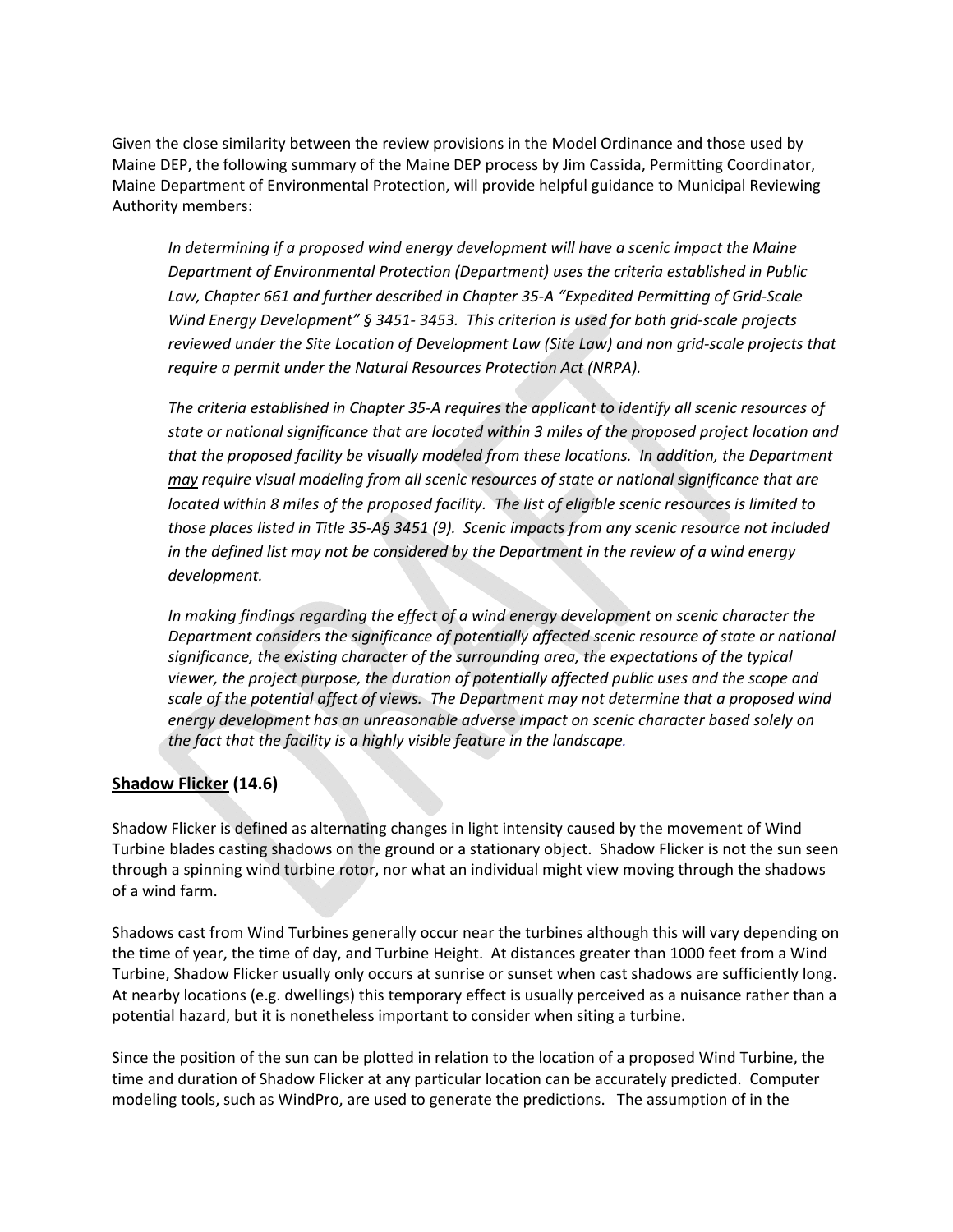Given the close similarity between the review provisions in the Model Ordinance and those used by Maine DEP, the following summary of the Maine DEP process by Jim Cassida, Permitting Coordinator, Maine Department of Environmental Protection, will provide helpful guidance to Municipal Reviewing Authority members:

> *In determining if a proposed wind energy development will have a scenic impact the Maine Department of Environmental Protection (Department) uses the criteria established in Public Law, Chapter 661 and further described in Chapter 35-A "Expedited Permitting of Grid-Scale Wind Energy Development" § 3451- 3453. This criterion is used for both grid-scale projects reviewed under the Site Location of Development Law (Site Law) and non grid-scale projects that require a permit under the Natural Resources Protection Act (NRPA).*
>
> *The criteria established in Chapter 35-A requires the applicant to identify all scenic resources of state or national significance that are located within 3 miles of the proposed project location and that the proposed facility be visually modeled from these locations. In addition, the Department <u>may</u> require visual modeling from all scenic resources of state or national significance that are located within 8 miles of the proposed facility. The list of eligible scenic resources is limited to those places listed in Title 35-A§ 3451 (9). Scenic impacts from any scenic resource not included in the defined list may not be considered by the Department in the review of a wind energy development.*
>
> *In making findings regarding the effect of a wind energy development on scenic character the Department considers the significance of potentially affected scenic resource of state or national significance, the existing character of the surrounding area, the expectations of the typical viewer, the project purpose, the duration of potentially affected public uses and the scope and scale of the potential affect of views. The Department may not determine that a proposed wind energy development has an unreasonable adverse impact on scenic character based solely on the fact that the facility is a highly visible feature in the landscape.*

### <u>Shadow Flicker</u> (14.6)

Shadow Flicker is defined as alternating changes in light intensity caused by the movement of Wind Turbine blades casting shadows on the ground or a stationary object. Shadow Flicker is not the sun seen through a spinning wind turbine rotor, nor what an individual might view moving through the shadows of a wind farm.

Shadows cast from Wind Turbines generally occur near the turbines although this will vary depending on the time of year, the time of day, and Turbine Height. At distances greater than 1000 feet from a Wind Turbine, Shadow Flicker usually only occurs at sunrise or sunset when cast shadows are sufficiently long. At nearby locations (e.g. dwellings) this temporary effect is usually perceived as a nuisance rather than a potential hazard, but it is nonetheless important to consider when siting a turbine.

Since the position of the sun can be plotted in relation to the location of a proposed Wind Turbine, the time and duration of Shadow Flicker at any particular location can be accurately predicted. Computer modeling tools, such as WindPro, are used to generate the predictions. The assumption of in the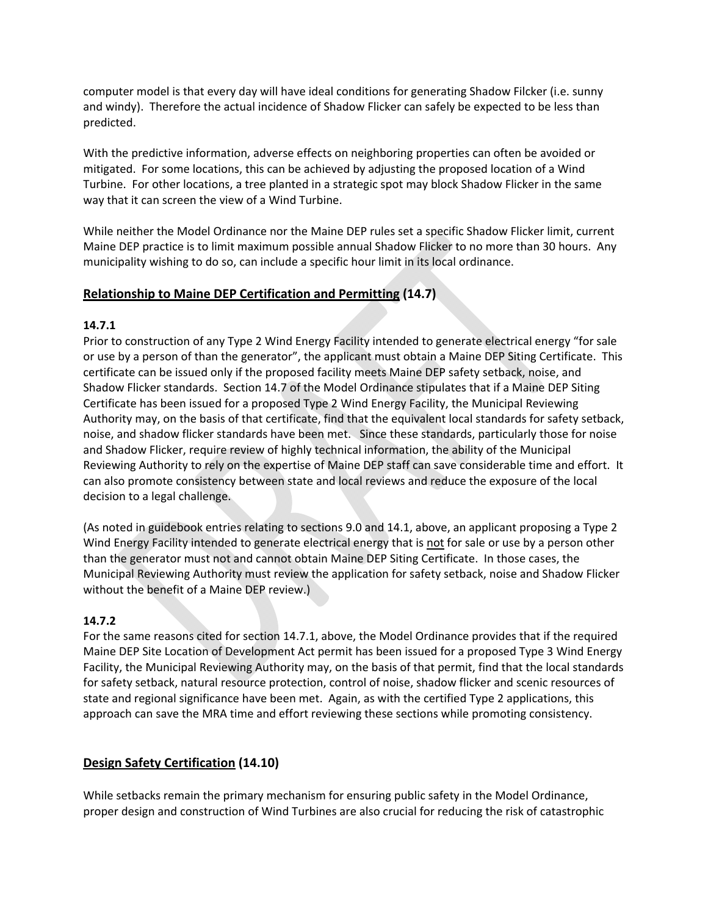computer model is that every day will have ideal conditions for generating Shadow Filcker (i.e. sunny and windy). Therefore the actual incidence of Shadow Flicker can safely be expected to be less than predicted.

With the predictive information, adverse effects on neighboring properties can often be avoided or mitigated. For some locations, this can be achieved by adjusting the proposed location of a Wind Turbine. For other locations, a tree planted in a strategic spot may block Shadow Flicker in the same way that it can screen the view of a Wind Turbine.

While neither the Model Ordinance nor the Maine DEP rules set a specific Shadow Flicker limit, current Maine DEP practice is to limit maximum possible annual Shadow Flicker to no more than 30 hours. Any municipality wishing to do so, can include a specific hour limit in its local ordinance.

## Relationship to Maine DEP Certification and Permitting (14.7)

**14.7.1**

Prior to construction of any Type 2 Wind Energy Facility intended to generate electrical energy "for sale or use by a person of than the generator", the applicant must obtain a Maine DEP Siting Certificate. This certificate can be issued only if the proposed facility meets Maine DEP safety setback, noise, and Shadow Flicker standards. Section 14.7 of the Model Ordinance stipulates that if a Maine DEP Siting Certificate has been issued for a proposed Type 2 Wind Energy Facility, the Municipal Reviewing Authority may, on the basis of that certificate, find that the equivalent local standards for safety setback, noise, and shadow flicker standards have been met. Since these standards, particularly those for noise and Shadow Flicker, require review of highly technical information, the ability of the Municipal Reviewing Authority to rely on the expertise of Maine DEP staff can save considerable time and effort. It can also promote consistency between state and local reviews and reduce the exposure of the local decision to a legal challenge.

(As noted in guidebook entries relating to sections 9.0 and 14.1, above, an applicant proposing a Type 2 Wind Energy Facility intended to generate electrical energy that is not for sale or use by a person other than the generator must not and cannot obtain Maine DEP Siting Certificate. In those cases, the Municipal Reviewing Authority must review the application for safety setback, noise and Shadow Flicker without the benefit of a Maine DEP review.)

**14.7.2**

For the same reasons cited for section 14.7.1, above, the Model Ordinance provides that if the required Maine DEP Site Location of Development Act permit has been issued for a proposed Type 3 Wind Energy Facility, the Municipal Reviewing Authority may, on the basis of that permit, find that the local standards for safety setback, natural resource protection, control of noise, shadow flicker and scenic resources of state and regional significance have been met. Again, as with the certified Type 2 applications, this approach can save the MRA time and effort reviewing these sections while promoting consistency.

## Design Safety Certification (14.10)

While setbacks remain the primary mechanism for ensuring public safety in the Model Ordinance, proper design and construction of Wind Turbines are also crucial for reducing the risk of catastrophic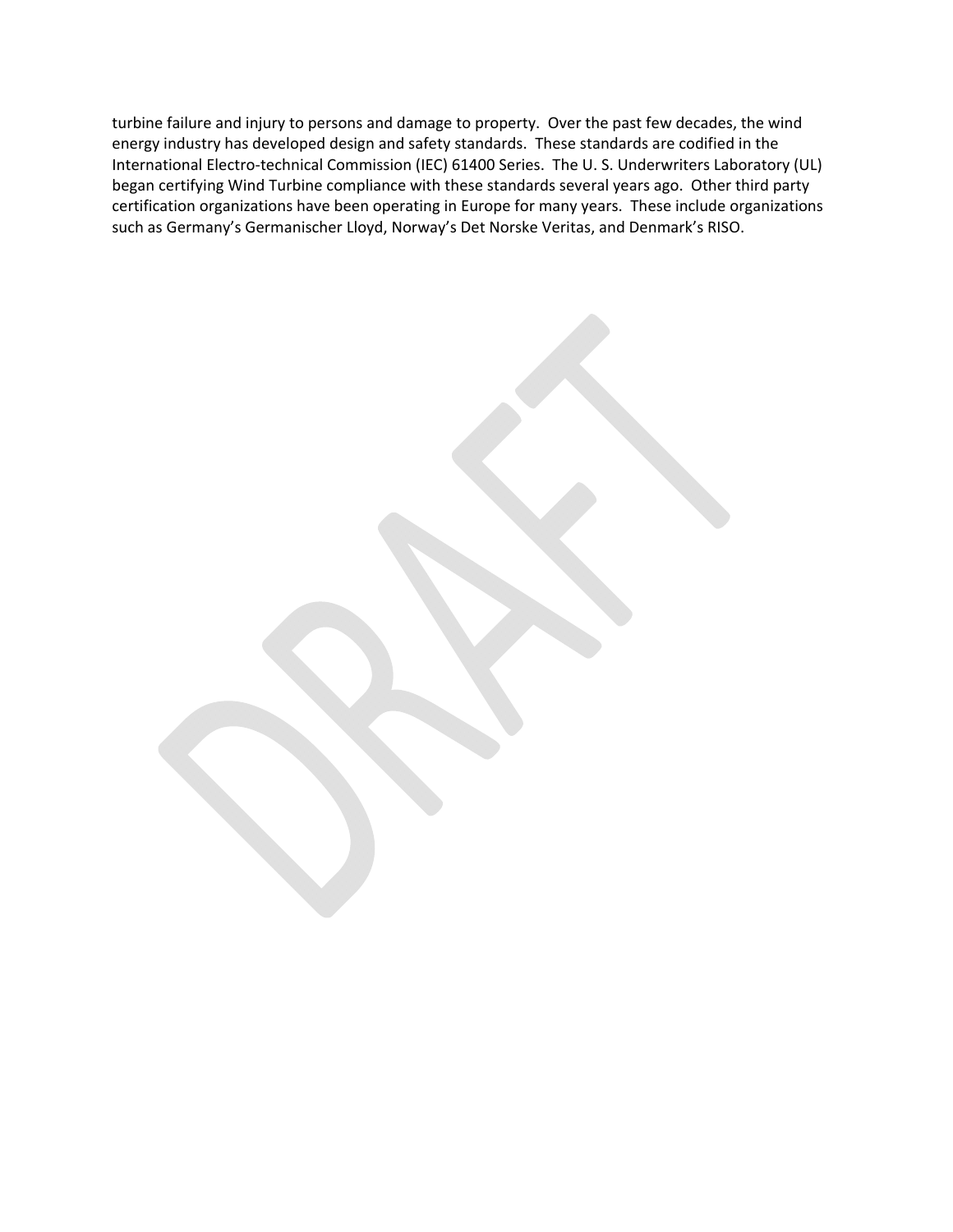turbine failure and injury to persons and damage to property. Over the past few decades, the wind energy industry has developed design and safety standards. These standards are codified in the International Electro-technical Commission (IEC) 61400 Series. The U. S. Underwriters Laboratory (UL) began certifying Wind Turbine compliance with these standards several years ago. Other third party certification organizations have been operating in Europe for many years. These include organizations such as Germany's Germanischer Lloyd, Norway's Det Norske Veritas, and Denmark's RISO.